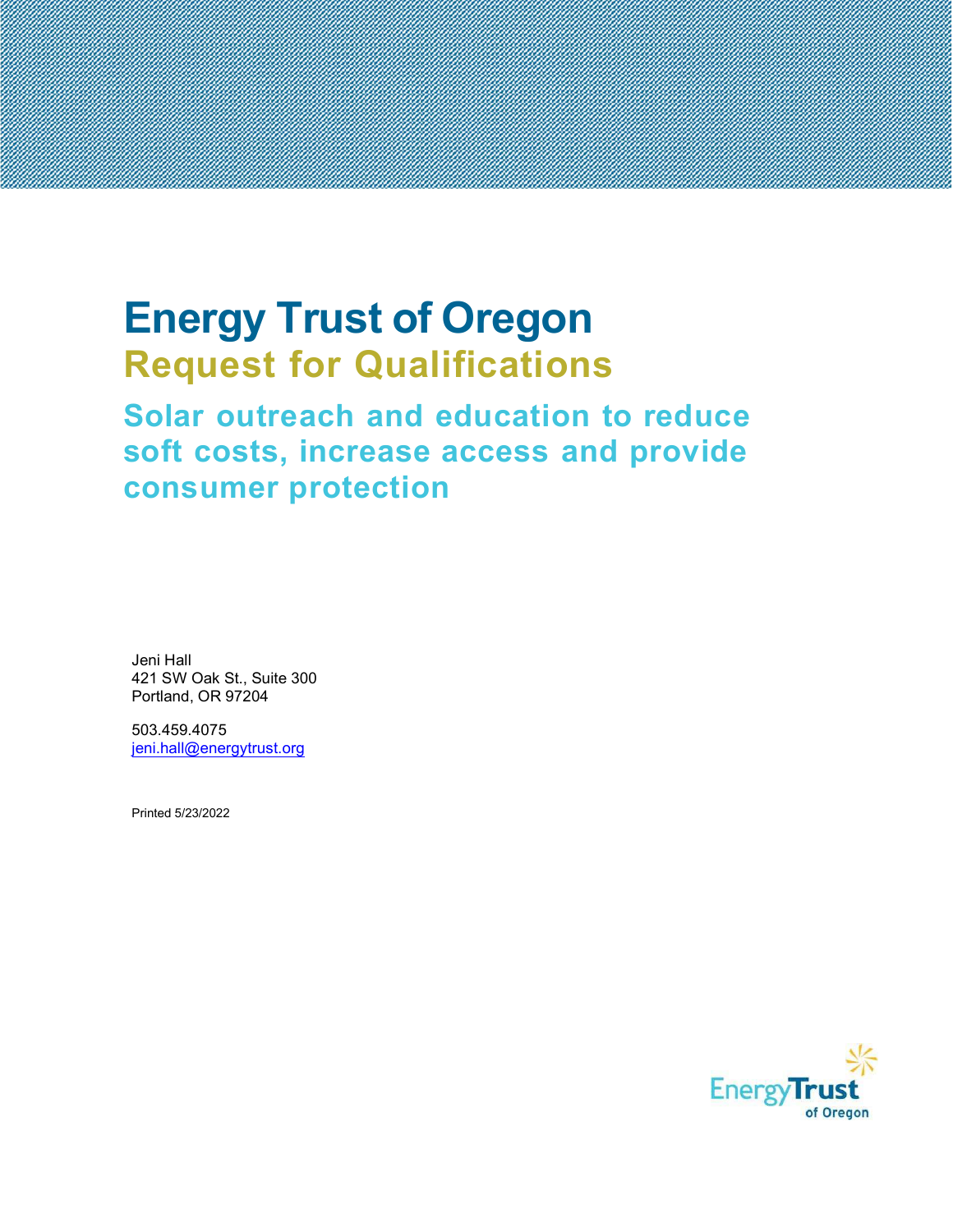# Energy Trust of Oregon

## Request for Qualifications

### Solar outreach and education to reduce soft costs, increase access and provide consumer protection

Jeni Hall
421 SW Oak St., Suite 300
Portland, OR 97204

503.459.4075
jeni.hall@energytrust.org

Printed 5/23/2022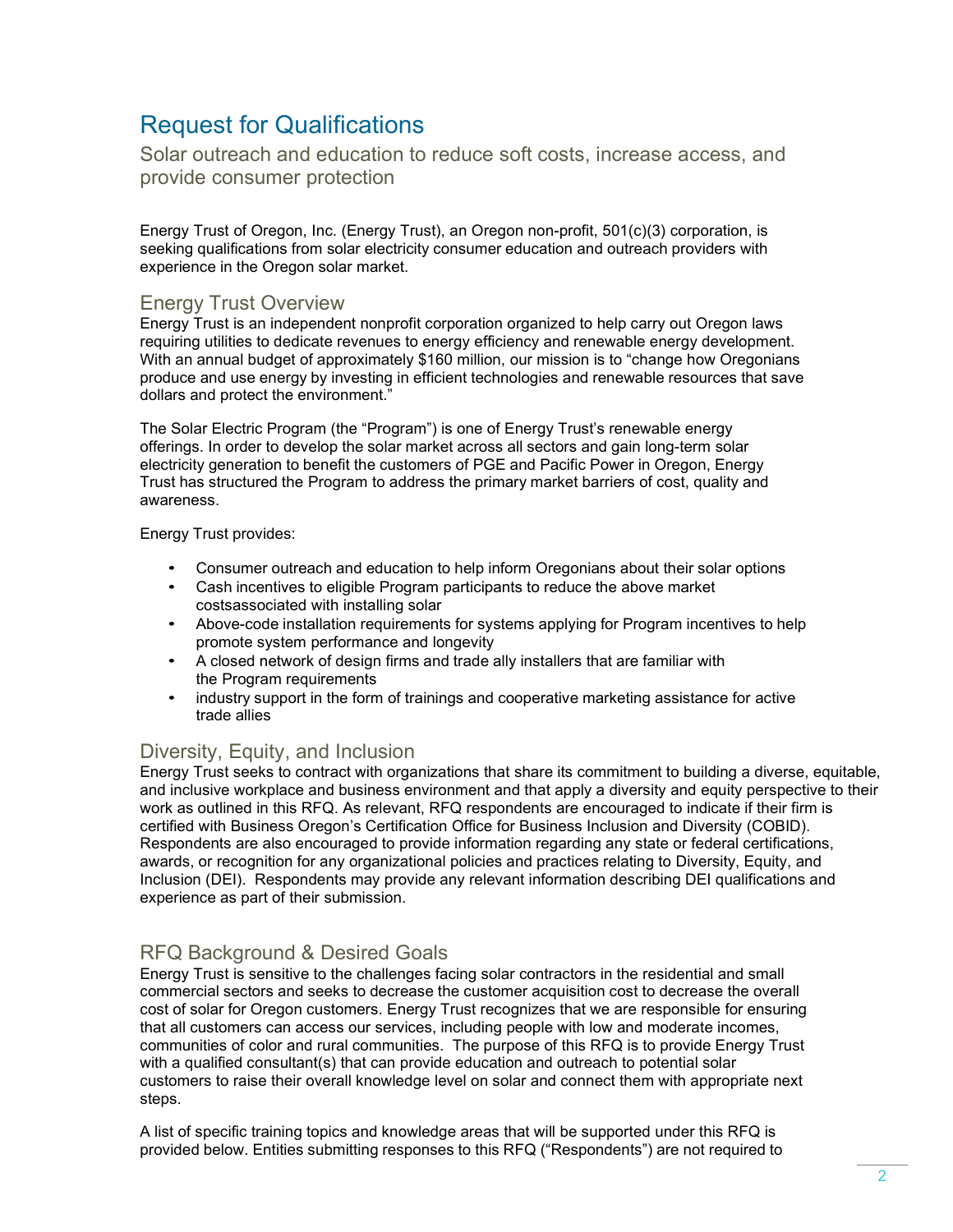# Request for Qualifications

## Solar outreach and education to reduce soft costs, increase access, and provide consumer protection

Energy Trust of Oregon, Inc. (Energy Trust), an Oregon non-profit, 501(c)(3) corporation, is seeking qualifications from solar electricity consumer education and outreach providers with experience in the Oregon solar market.

### Energy Trust Overview

Energy Trust is an independent nonprofit corporation organized to help carry out Oregon laws requiring utilities to dedicate revenues to energy efficiency and renewable energy development. With an annual budget of approximately $160 million, our mission is to "change how Oregonians produce and use energy by investing in efficient technologies and renewable resources that save dollars and protect the environment."

The Solar Electric Program (the "Program") is one of Energy Trust's renewable energy offerings. In order to develop the solar market across all sectors and gain long-term solar electricity generation to benefit the customers of PGE and Pacific Power in Oregon, Energy Trust has structured the Program to address the primary market barriers of cost, quality and awareness.

Energy Trust provides:

- Consumer outreach and education to help inform Oregonians about their solar options
- Cash incentives to eligible Program participants to reduce the above market costsassociated with installing solar
- Above-code installation requirements for systems applying for Program incentives to help promote system performance and longevity
- A closed network of design firms and trade ally installers that are familiar with the Program requirements
- industry support in the form of trainings and cooperative marketing assistance for active trade allies

### Diversity, Equity, and Inclusion

Energy Trust seeks to contract with organizations that share its commitment to building a diverse, equitable, and inclusive workplace and business environment and that apply a diversity and equity perspective to their work as outlined in this RFQ. As relevant, RFQ respondents are encouraged to indicate if their firm is certified with Business Oregon's Certification Office for Business Inclusion and Diversity (COBID). Respondents are also encouraged to provide information regarding any state or federal certifications, awards, or recognition for any organizational policies and practices relating to Diversity, Equity, and Inclusion (DEI). Respondents may provide any relevant information describing DEI qualifications and experience as part of their submission.

### RFQ Background & Desired Goals

Energy Trust is sensitive to the challenges facing solar contractors in the residential and small commercial sectors and seeks to decrease the customer acquisition cost to decrease the overall cost of solar for Oregon customers. Energy Trust recognizes that we are responsible for ensuring that all customers can access our services, including people with low and moderate incomes, communities of color and rural communities. The purpose of this RFQ is to provide Energy Trust with a qualified consultant(s) that can provide education and outreach to potential solar customers to raise their overall knowledge level on solar and connect them with appropriate next steps.

A list of specific training topics and knowledge areas that will be supported under this RFQ is provided below. Entities submitting responses to this RFQ ("Respondents") are not required to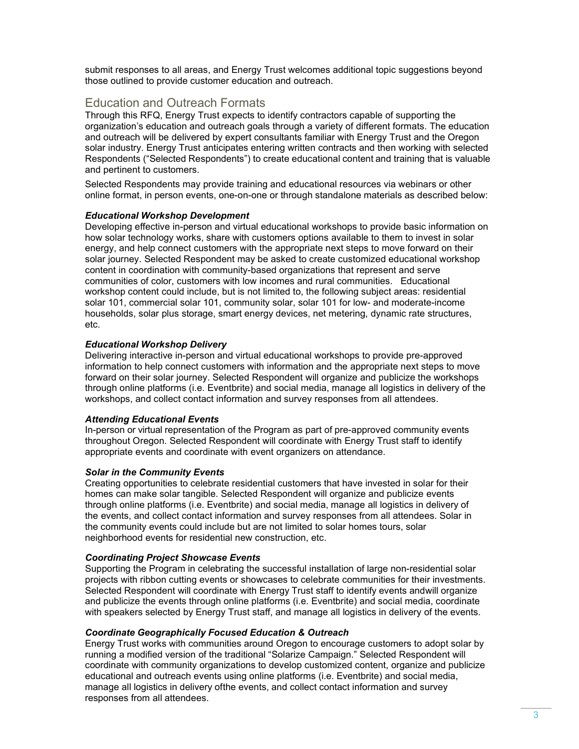submit responses to all areas, and Energy Trust welcomes additional topic suggestions beyond those outlined to provide customer education and outreach.

## Education and Outreach Formats

Through this RFQ, Energy Trust expects to identify contractors capable of supporting the organization's education and outreach goals through a variety of different formats. The education and outreach will be delivered by expert consultants familiar with Energy Trust and the Oregon solar industry. Energy Trust anticipates entering written contracts and then working with selected Respondents ("Selected Respondents") to create educational content and training that is valuable and pertinent to customers.

Selected Respondents may provide training and educational resources via webinars or other online format, in person events, one-on-one or through standalone materials as described below:

***Educational Workshop Development***

Developing effective in-person and virtual educational workshops to provide basic information on how solar technology works, share with customers options available to them to invest in solar energy, and help connect customers with the appropriate next steps to move forward on their solar journey. Selected Respondent may be asked to create customized educational workshop content in coordination with community-based organizations that represent and serve communities of color, customers with low incomes and rural communities. Educational workshop content could include, but is not limited to, the following subject areas: residential solar 101, commercial solar 101, community solar, solar 101 for low- and moderate-income households, solar plus storage, smart energy devices, net metering, dynamic rate structures, etc.

***Educational Workshop Delivery***

Delivering interactive in-person and virtual educational workshops to provide pre-approved information to help connect customers with information and the appropriate next steps to move forward on their solar journey. Selected Respondent will organize and publicize the workshops through online platforms (i.e. Eventbrite) and social media, manage all logistics in delivery of the workshops, and collect contact information and survey responses from all attendees.

***Attending Educational Events***

In-person or virtual representation of the Program as part of pre-approved community events throughout Oregon. Selected Respondent will coordinate with Energy Trust staff to identify appropriate events and coordinate with event organizers on attendance.

***Solar in the Community Events***

Creating opportunities to celebrate residential customers that have invested in solar for their homes can make solar tangible. Selected Respondent will organize and publicize events through online platforms (i.e. Eventbrite) and social media, manage all logistics in delivery of the events, and collect contact information and survey responses from all attendees. Solar in the community events could include but are not limited to, solar homes tours, solar neighborhood events for residential new construction, etc.

***Coordinating Project Showcase Events***

Supporting the Program in celebrating the successful installation of large non-residential solar projects with ribbon cutting events or showcases to celebrate communities for their investments. Selected Respondent will coordinate with Energy Trust staff to identify events andwill organize and publicize the events through online platforms (i.e. Eventbrite) and social media, coordinate with speakers selected by Energy Trust staff, and manage all logistics in delivery of the events.

***Coordinate Geographically Focused Education & Outreach***

Energy Trust works with communities around Oregon to encourage customers to adopt solar by running a modified version of the traditional "Solarize Campaign." Selected Respondent will coordinate with community organizations to develop customized content, organize and publicize educational and outreach events using online platforms (i.e. Eventbrite) and social media, manage all logistics in delivery ofthe events, and collect contact information and survey responses from all attendees.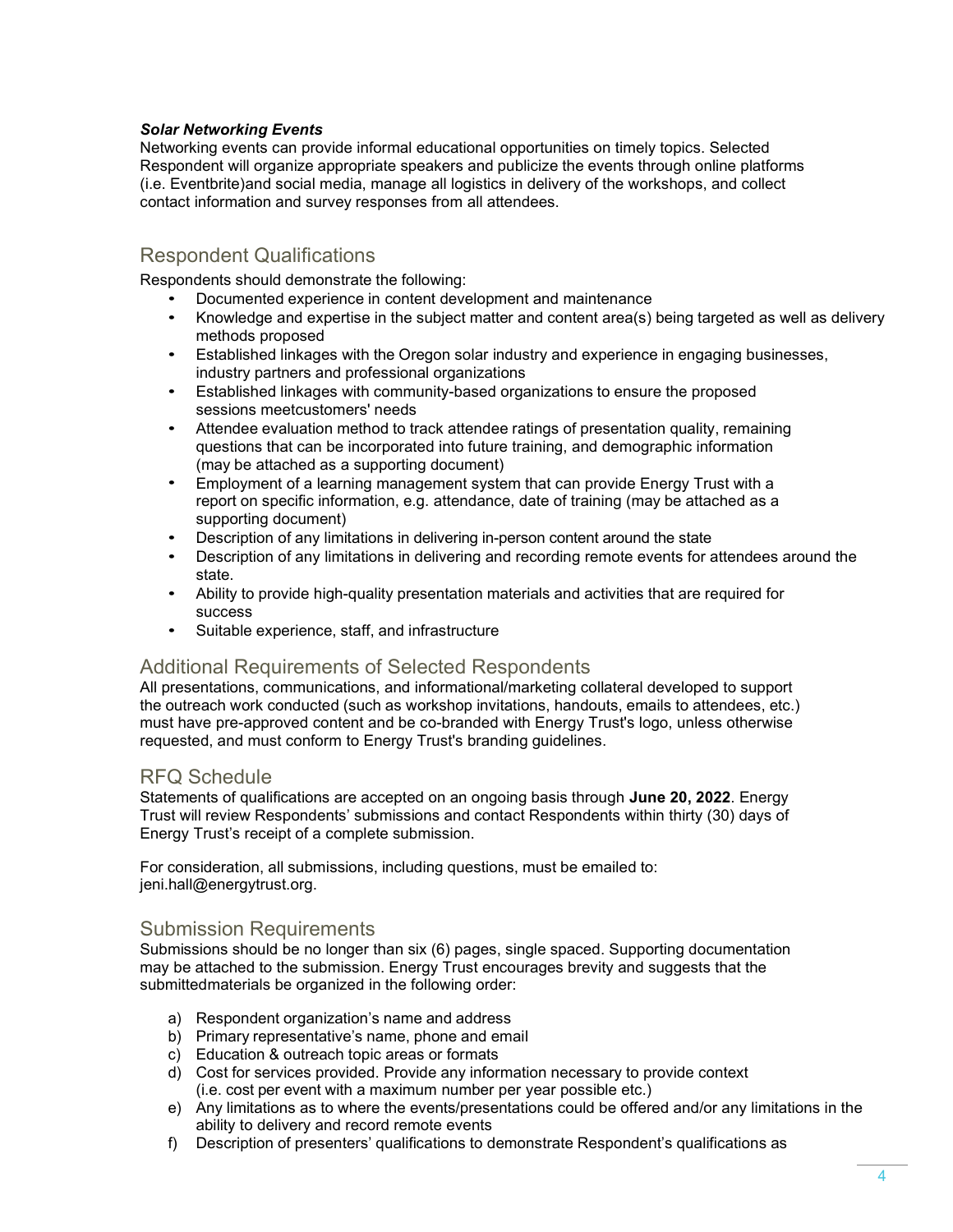***Solar Networking Events***

Networking events can provide informal educational opportunities on timely topics. Selected Respondent will organize appropriate speakers and publicize the events through online platforms (i.e. Eventbrite)and social media, manage all logistics in delivery of the workshops, and collect contact information and survey responses from all attendees.

## Respondent Qualifications

Respondents should demonstrate the following:

- Documented experience in content development and maintenance
- Knowledge and expertise in the subject matter and content area(s) being targeted as well as delivery methods proposed
- Established linkages with the Oregon solar industry and experience in engaging businesses, industry partners and professional organizations
- Established linkages with community-based organizations to ensure the proposed sessions meetcustomers' needs
- Attendee evaluation method to track attendee ratings of presentation quality, remaining questions that can be incorporated into future training, and demographic information (may be attached as a supporting document)
- Employment of a learning management system that can provide Energy Trust with a report on specific information, e.g. attendance, date of training (may be attached as a supporting document)
- Description of any limitations in delivering in-person content around the state
- Description of any limitations in delivering and recording remote events for attendees around the state.
- Ability to provide high-quality presentation materials and activities that are required for success
- Suitable experience, staff, and infrastructure

## Additional Requirements of Selected Respondents

All presentations, communications, and informational/marketing collateral developed to support the outreach work conducted (such as workshop invitations, handouts, emails to attendees, etc.) must have pre-approved content and be co-branded with Energy Trust's logo, unless otherwise requested, and must conform to Energy Trust's branding guidelines.

## RFQ Schedule

Statements of qualifications are accepted on an ongoing basis through **June 20, 2022**. Energy Trust will review Respondents' submissions and contact Respondents within thirty (30) days of Energy Trust's receipt of a complete submission.

For consideration, all submissions, including questions, must be emailed to: jeni.hall@energytrust.org.

## Submission Requirements

Submissions should be no longer than six (6) pages, single spaced. Supporting documentation may be attached to the submission. Energy Trust encourages brevity and suggests that the submittedmaterials be organized in the following order:

a) Respondent organization's name and address
b) Primary representative's name, phone and email
c) Education & outreach topic areas or formats
d) Cost for services provided. Provide any information necessary to provide context (i.e. cost per event with a maximum number per year possible etc.)
e) Any limitations as to where the events/presentations could be offered and/or any limitations in the ability to delivery and record remote events
f) Description of presenters' qualifications to demonstrate Respondent's qualifications as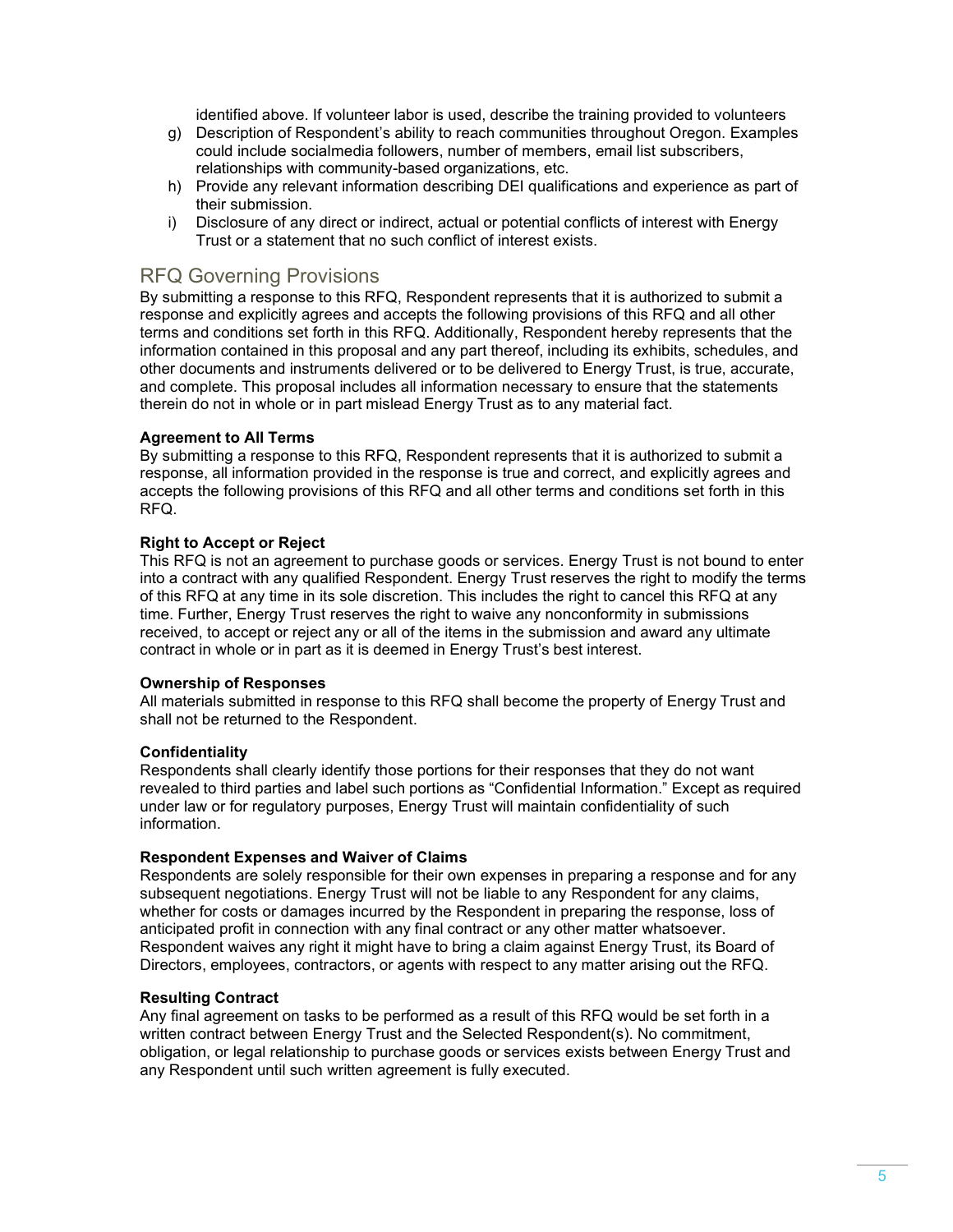identified above. If volunteer labor is used, describe the training provided to volunteers

g) Description of Respondent's ability to reach communities throughout Oregon. Examples could include socialmedia followers, number of members, email list subscribers, relationships with community-based organizations, etc.
h) Provide any relevant information describing DEI qualifications and experience as part of their submission.
i) Disclosure of any direct or indirect, actual or potential conflicts of interest with Energy Trust or a statement that no such conflict of interest exists.

## RFQ Governing Provisions

By submitting a response to this RFQ, Respondent represents that it is authorized to submit a response and explicitly agrees and accepts the following provisions of this RFQ and all other terms and conditions set forth in this RFQ. Additionally, Respondent hereby represents that the information contained in this proposal and any part thereof, including its exhibits, schedules, and other documents and instruments delivered or to be delivered to Energy Trust, is true, accurate, and complete. This proposal includes all information necessary to ensure that the statements therein do not in whole or in part mislead Energy Trust as to any material fact.

**Agreement to All Terms**

By submitting a response to this RFQ, Respondent represents that it is authorized to submit a response, all information provided in the response is true and correct, and explicitly agrees and accepts the following provisions of this RFQ and all other terms and conditions set forth in this RFQ.

**Right to Accept or Reject**

This RFQ is not an agreement to purchase goods or services. Energy Trust is not bound to enter into a contract with any qualified Respondent. Energy Trust reserves the right to modify the terms of this RFQ at any time in its sole discretion. This includes the right to cancel this RFQ at any time. Further, Energy Trust reserves the right to waive any nonconformity in submissions received, to accept or reject any or all of the items in the submission and award any ultimate contract in whole or in part as it is deemed in Energy Trust's best interest.

**Ownership of Responses**

All materials submitted in response to this RFQ shall become the property of Energy Trust and shall not be returned to the Respondent.

**Confidentiality**

Respondents shall clearly identify those portions for their responses that they do not want revealed to third parties and label such portions as "Confidential Information." Except as required under law or for regulatory purposes, Energy Trust will maintain confidentiality of such information.

**Respondent Expenses and Waiver of Claims**

Respondents are solely responsible for their own expenses in preparing a response and for any subsequent negotiations. Energy Trust will not be liable to any Respondent for any claims, whether for costs or damages incurred by the Respondent in preparing the response, loss of anticipated profit in connection with any final contract or any other matter whatsoever. Respondent waives any right it might have to bring a claim against Energy Trust, its Board of Directors, employees, contractors, or agents with respect to any matter arising out the RFQ.

**Resulting Contract**

Any final agreement on tasks to be performed as a result of this RFQ would be set forth in a written contract between Energy Trust and the Selected Respondent(s). No commitment, obligation, or legal relationship to purchase goods or services exists between Energy Trust and any Respondent until such written agreement is fully executed.